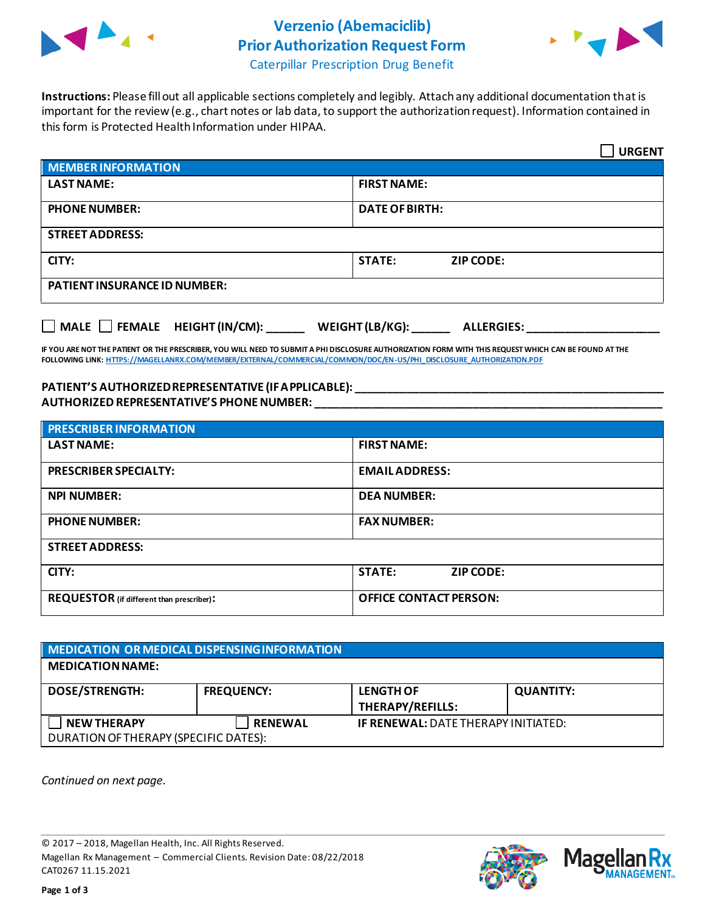# Verzenio (Abemaciclib) Prior Authorization Request Form

## Caterpillar Prescription Drug Benefit

**Instructions:** Please fill out all applicable sections completely and legibly. Attach any additional documentation that is important for the review (e.g., chart notes or lab data, to support the authorization request). Information contained in this form is Protected Health Information under HIPAA.

☐ **URGENT**

| **MEMBER INFORMATION** | |
|---|---|
| **LAST NAME:** | **FIRST NAME:** |
| **PHONE NUMBER:** | **DATE OF BIRTH:** |
| **STREET ADDRESS:** | |
| **CITY:** | **STATE:** **ZIP CODE:** |
| **PATIENT INSURANCE ID NUMBER:** | |

☐ **MALE** ☐ **FEMALE** **HEIGHT (IN/CM):** ______ **WEIGHT (LB/KG):** ______ **ALLERGIES:** ____________________

**IF YOU ARE NOT THE PATIENT OR THE PRESCRIBER, YOU WILL NEED TO SUBMIT A PHI DISCLOSURE AUTHORIZATION FORM WITH THIS REQUEST WHICH CAN BE FOUND AT THE FOLLOWING LINK:** HTTPS://MAGELLANRX.COM/MEMBER/EXTERNAL/COMMERCIAL/COMMON/DOC/EN-US/PHI_DISCLOSURE_AUTHORIZATION.PDF

**PATIENT'S AUTHORIZED REPRESENTATIVE (IF APPLICABLE):** ____________________________________________

**AUTHORIZED REPRESENTATIVE'S PHONE NUMBER:** ____________________________________________

| **PRESCRIBER INFORMATION** | |
|---|---|
| **LAST NAME:** | **FIRST NAME:** |
| **PRESCRIBER SPECIALTY:** | **EMAIL ADDRESS:** |
| **NPI NUMBER:** | **DEA NUMBER:** |
| **PHONE NUMBER:** | **FAX NUMBER:** |
| **STREET ADDRESS:** | |
| **CITY:** | **STATE:** **ZIP CODE:** |
| **REQUESTOR** (if different than prescriber)**:** | **OFFICE CONTACT PERSON:** |

| **MEDICATION OR MEDICAL DISPENSING INFORMATION** | | | |
|---|---|---|---|
| **MEDICATION NAME:** | | | |
| **DOSE/STRENGTH:** | **FREQUENCY:** | **LENGTH OF THERAPY/REFILLS:** | **QUANTITY:** |
| ☐ **NEW THERAPY** | ☐ **RENEWAL** | **IF RENEWAL:** DATE THERAPY INITIATED: | |
| DURATION OF THERAPY (SPECIFIC DATES): | | | |

*Continued on next page.*

© 2017 – 2018, Magellan Health, Inc. All Rights Reserved.
Magellan Rx Management – Commercial Clients. Revision Date: 08/22/2018
CAT0267 11.15.2021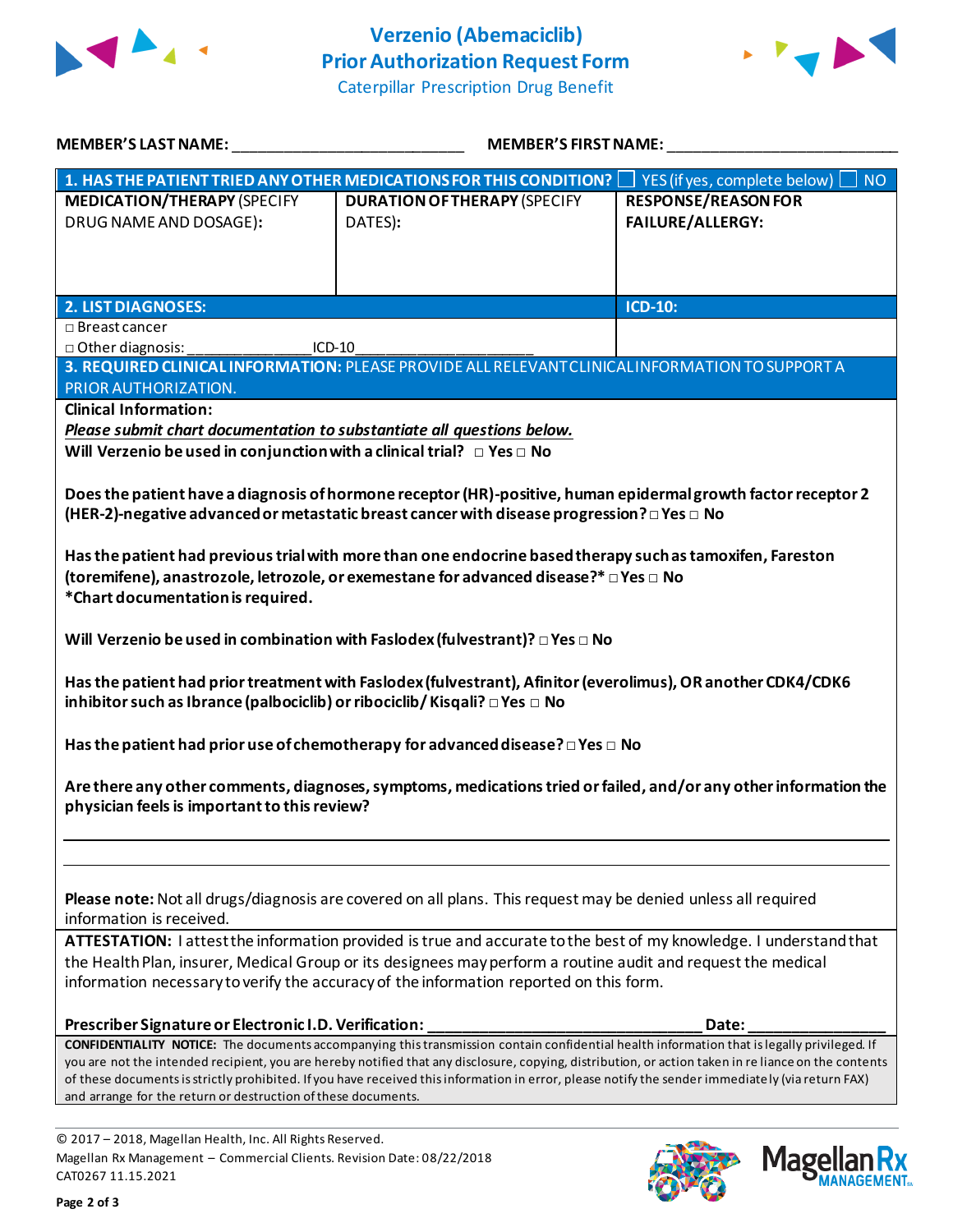# Verzenio (Abemaciclib) Prior Authorization Request Form

Caterpillar Prescription Drug Benefit

**MEMBER'S LAST NAME:** ___________________________ **MEMBER'S FIRST NAME:** ___________________________

| **1. HAS THE PATIENT TRIED ANY OTHER MEDICATIONS FOR THIS CONDITION?** ☐ YES (if yes, complete below) ☐ NO | | |
|---|---|---|
| **MEDICATION/THERAPY** (SPECIFY DRUG NAME AND DOSAGE): | **DURATION OF THERAPY** (SPECIFY DATES): | **RESPONSE/REASON FOR FAILURE/ALLERGY:** |
| | | |

| **2. LIST DIAGNOSES:** | **ICD-10:** |
|---|---|
| □ Breast cancer<br>□ Other diagnosis: _______________ ICD-10_____________________ | |

**3. REQUIRED CLINICAL INFORMATION:** PLEASE PROVIDE ALL RELEVANT CLINICAL INFORMATION TO SUPPORT A PRIOR AUTHORIZATION.

**Clinical Information:**

***Please submit chart documentation to substantiate all questions below.***

**Will Verzenio be used in conjunction with a clinical trial?** □ **Yes** □ **No**

**Does the patient have a diagnosis of hormone receptor (HR)-positive, human epidermal growth factor receptor 2 (HER-2)-negative advanced or metastatic breast cancer with disease progression?** □ **Yes** □ **No**

**Has the patient had previous trial with more than one endocrine based therapy such as tamoxifen, Fareston (toremifene), anastrozole, letrozole, or exemestane for advanced disease?*** □ **Yes** □ **No**
***Chart documentation is required.**

**Will Verzenio be used in combination with Faslodex (fulvestrant)?** □ **Yes** □ **No**

**Has the patient had prior treatment with Faslodex (fulvestrant), Afinitor (everolimus), OR another CDK4/CDK6 inhibitor such as Ibrance (palbociclib) or ribociclib/ Kisqali?** □ **Yes** □ **No**

**Has the patient had prior use of chemotherapy for advanced disease?** □ **Yes** □ **No**

**Are there any other comments, diagnoses, symptoms, medications tried or failed, and/or any other information the physician feels is important to this review?**

_____________________________________________________________________________

_____________________________________________________________________________

**Please note:** Not all drugs/diagnosis are covered on all plans. This request may be denied unless all required information is received.

**ATTESTATION:** I attest the information provided is true and accurate to the best of my knowledge. I understand that the Health Plan, insurer, Medical Group or its designees may perform a routine audit and request the medical information necessary to verify the accuracy of the information reported on this form.

**Prescriber Signature or Electronic I.D. Verification:** ________________________________ **Date:** ________________

**CONFIDENTIALITY NOTICE:** The documents accompanying this transmission contain confidential health information that is legally privileged. If you are not the intended recipient, you are hereby notified that any disclosure, copying, distribution, or action taken in reliance on the contents of these documents is strictly prohibited. If you have received this information in error, please notify the sender immediately (via return FAX) and arrange for the return or destruction of these documents.

© 2017 – 2018, Magellan Health, Inc. All Rights Reserved.
Magellan Rx Management – Commercial Clients. Revision Date: 08/22/2018
CAT0267 11.15.2021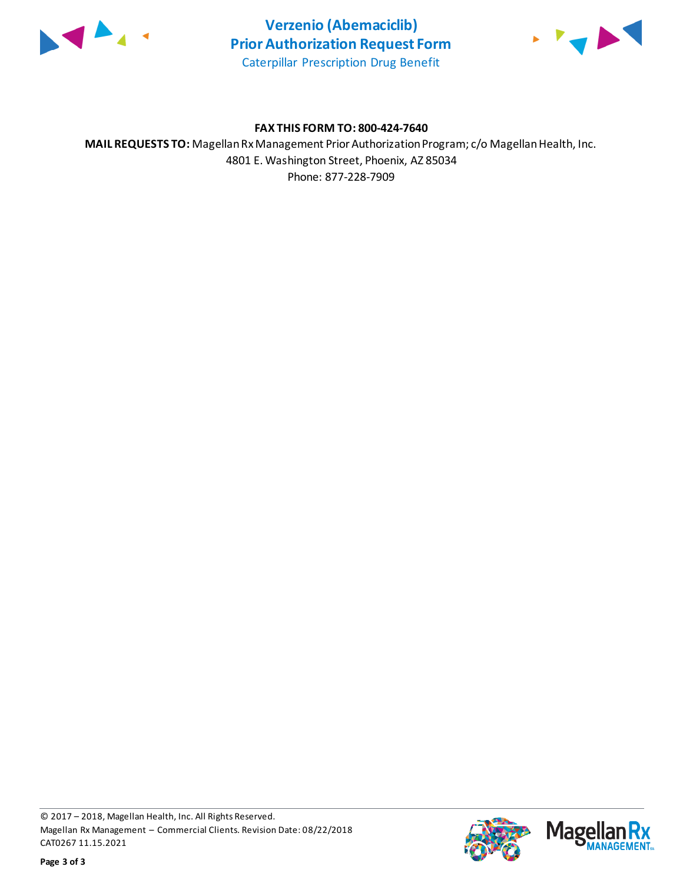**FAX THIS FORM TO: 800-424-7640**

**MAIL REQUESTS TO:** Magellan Rx Management Prior Authorization Program; c/o Magellan Health, Inc.
4801 E. Washington Street, Phoenix, AZ 85034
Phone: 877-228-7909